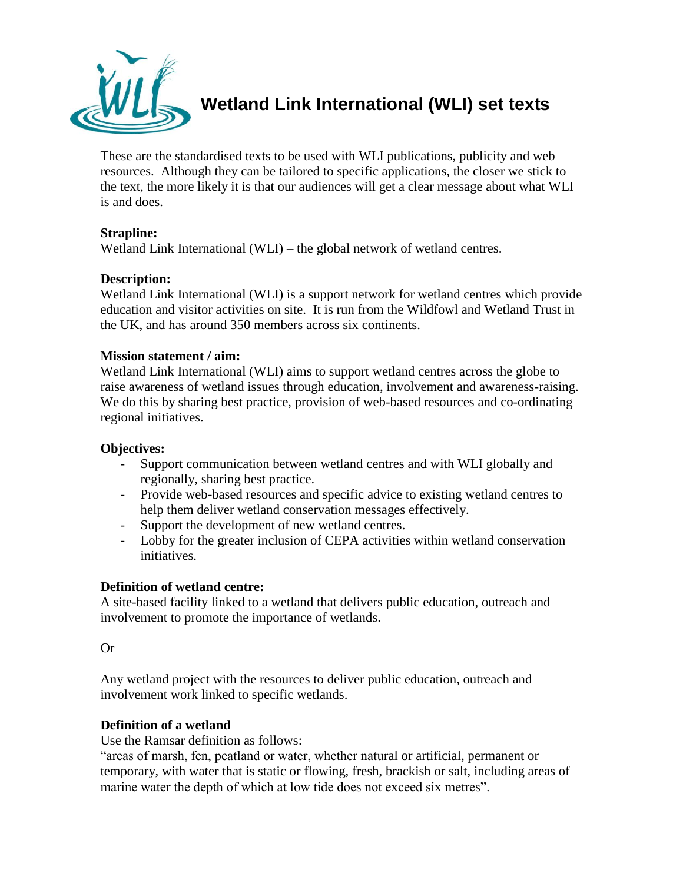# Wetland Link International (WLI) set texts

These are the standardised texts to be used with WLI publications, publicity and web resources. Although they can be tailored to specific applications, the closer we stick to the text, the more likely it is that our audiences will get a clear message about what WLI is and does.

**Strapline:**
Wetland Link International (WLI) – the global network of wetland centres.

**Description:**
Wetland Link International (WLI) is a support network for wetland centres which provide education and visitor activities on site. It is run from the Wildfowl and Wetland Trust in the UK, and has around 350 members across six continents.

**Mission statement / aim:**
Wetland Link International (WLI) aims to support wetland centres across the globe to raise awareness of wetland issues through education, involvement and awareness-raising. We do this by sharing best practice, provision of web-based resources and co-ordinating regional initiatives.

**Objectives:**

- Support communication between wetland centres and with WLI globally and regionally, sharing best practice.
- Provide web-based resources and specific advice to existing wetland centres to help them deliver wetland conservation messages effectively.
- Support the development of new wetland centres.
- Lobby for the greater inclusion of CEPA activities within wetland conservation initiatives.

**Definition of wetland centre:**
A site-based facility linked to a wetland that delivers public education, outreach and involvement to promote the importance of wetlands.

Or

Any wetland project with the resources to deliver public education, outreach and involvement work linked to specific wetlands.

**Definition of a wetland**
Use the Ramsar definition as follows:
"areas of marsh, fen, peatland or water, whether natural or artificial, permanent or temporary, with water that is static or flowing, fresh, brackish or salt, including areas of marine water the depth of which at low tide does not exceed six metres".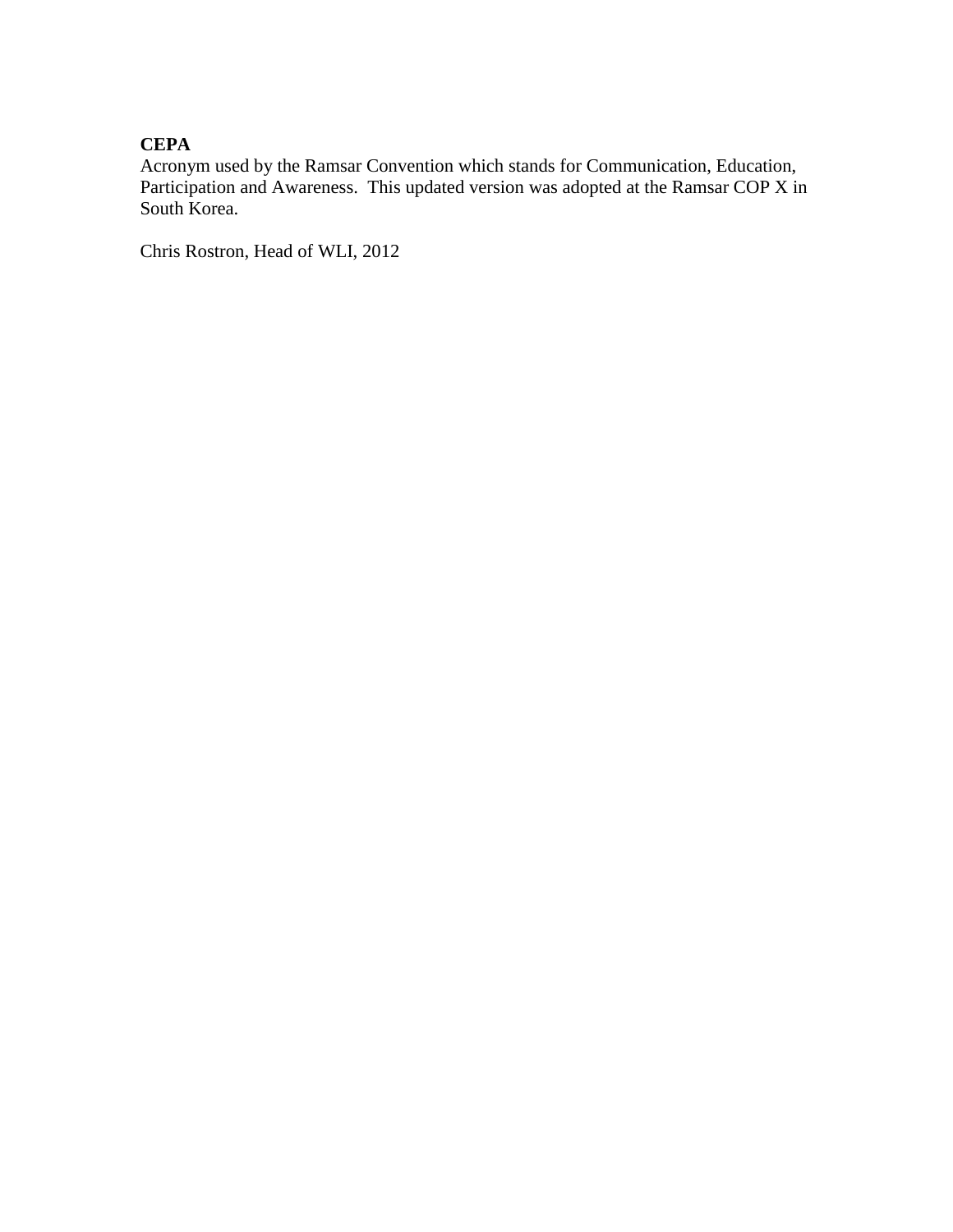**CEPA**
Acronym used by the Ramsar Convention which stands for Communication, Education, Participation and Awareness. This updated version was adopted at the Ramsar COP X in South Korea.

Chris Rostron, Head of WLI, 2012